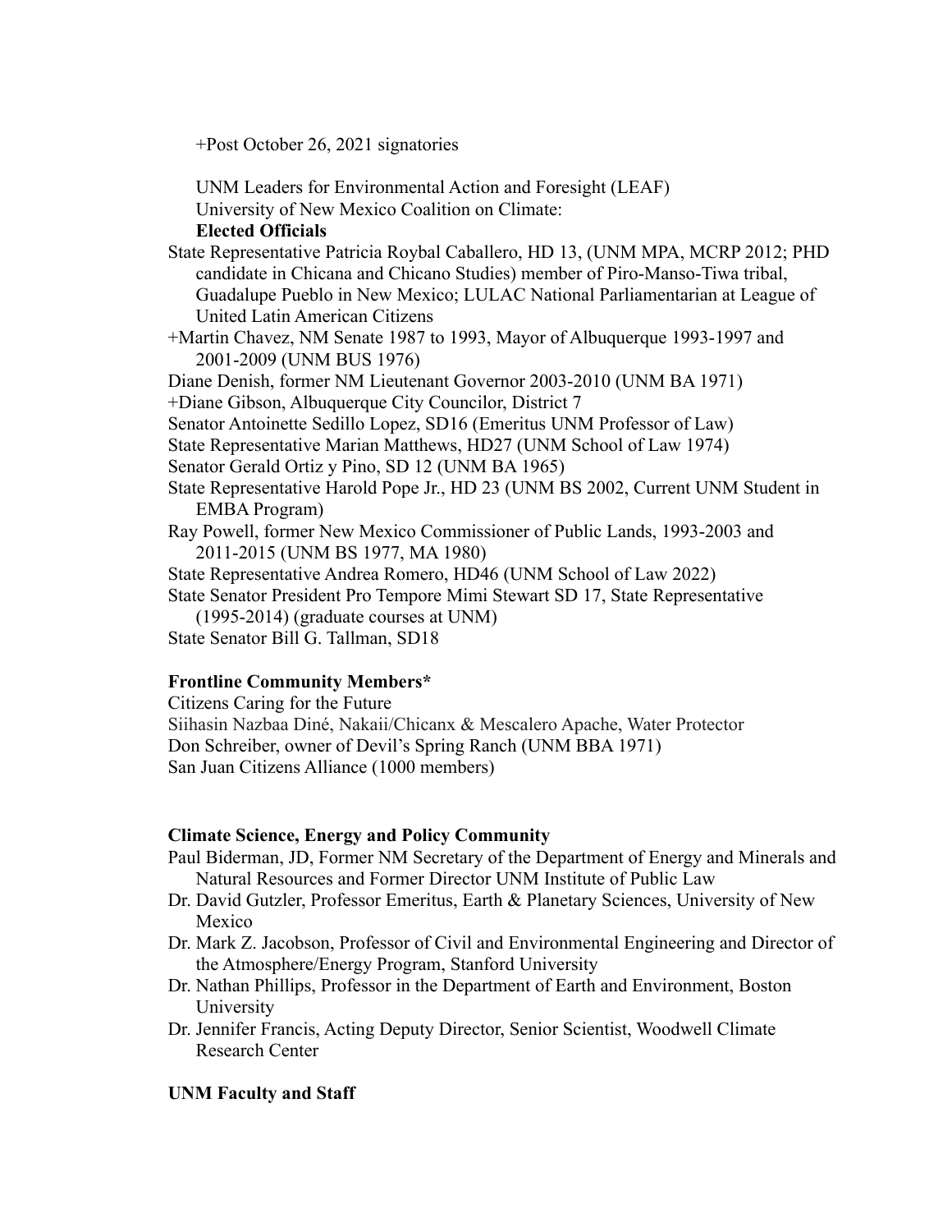+Post October 26, 2021 signatories

UNM Leaders for Environmental Action and Foresight (LEAF)
University of New Mexico Coalition on Climate:

**Elected Officials**

State Representative Patricia Roybal Caballero, HD 13, (UNM MPA, MCRP 2012; PHD candidate in Chicana and Chicano Studies) member of Piro-Manso-Tiwa tribal, Guadalupe Pueblo in New Mexico; LULAC National Parliamentarian at League of United Latin American Citizens

+Martin Chavez, NM Senate 1987 to 1993, Mayor of Albuquerque 1993-1997 and 2001-2009 (UNM BUS 1976)

Diane Denish, former NM Lieutenant Governor 2003-2010 (UNM BA 1971)

+Diane Gibson, Albuquerque City Councilor, District 7

Senator Antoinette Sedillo Lopez, SD16 (Emeritus UNM Professor of Law)

State Representative Marian Matthews, HD27 (UNM School of Law 1974)

Senator Gerald Ortiz y Pino, SD 12 (UNM BA 1965)

State Representative Harold Pope Jr., HD 23 (UNM BS 2002, Current UNM Student in EMBA Program)

Ray Powell, former New Mexico Commissioner of Public Lands, 1993-2003 and 2011-2015 (UNM BS 1977, MA 1980)

State Representative Andrea Romero, HD46 (UNM School of Law 2022)

State Senator President Pro Tempore Mimi Stewart SD 17, State Representative (1995-2014) (graduate courses at UNM)

State Senator Bill G. Tallman, SD18

**Frontline Community Members***

Citizens Caring for the Future

Siihasin Nazbaa Diné, Nakaii/Chicanx & Mescalero Apache, Water Protector

Don Schreiber, owner of Devil's Spring Ranch (UNM BBA 1971)

San Juan Citizens Alliance (1000 members)

**Climate Science, Energy and Policy Community**

Paul Biderman, JD, Former NM Secretary of the Department of Energy and Minerals and Natural Resources and Former Director UNM Institute of Public Law

Dr. David Gutzler, Professor Emeritus, Earth & Planetary Sciences, University of New Mexico

Dr. Mark Z. Jacobson, Professor of Civil and Environmental Engineering and Director of the Atmosphere/Energy Program, Stanford University

Dr. Nathan Phillips, Professor in the Department of Earth and Environment, Boston University

Dr. Jennifer Francis, Acting Deputy Director, Senior Scientist, Woodwell Climate Research Center

**UNM Faculty and Staff**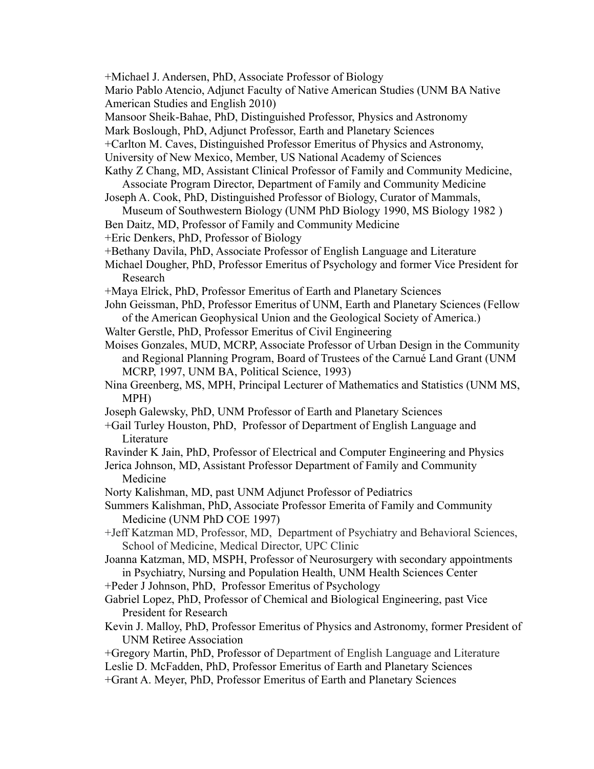+Michael J. Andersen, PhD, Associate Professor of Biology

Mario Pablo Atencio, Adjunct Faculty of Native American Studies (UNM BA Native American Studies and English 2010)

Mansoor Sheik-Bahae, PhD, Distinguished Professor, Physics and Astronomy

Mark Boslough, PhD, Adjunct Professor, Earth and Planetary Sciences

+Carlton M. Caves, Distinguished Professor Emeritus of Physics and Astronomy, University of New Mexico, Member, US National Academy of Sciences

Kathy Z Chang, MD, Assistant Clinical Professor of Family and Community Medicine, Associate Program Director, Department of Family and Community Medicine

Joseph A. Cook, PhD, Distinguished Professor of Biology, Curator of Mammals, Museum of Southwestern Biology (UNM PhD Biology 1990, MS Biology 1982 )

Ben Daitz, MD, Professor of Family and Community Medicine

+Eric Denkers, PhD, Professor of Biology

+Bethany Davila, PhD, Associate Professor of English Language and Literature

Michael Dougher, PhD, Professor Emeritus of Psychology and former Vice President for Research

+Maya Elrick, PhD, Professor Emeritus of Earth and Planetary Sciences

John Geissman, PhD, Professor Emeritus of UNM, Earth and Planetary Sciences (Fellow of the American Geophysical Union and the Geological Society of America.)

Walter Gerstle, PhD, Professor Emeritus of Civil Engineering

Moises Gonzales, MUD, MCRP, Associate Professor of Urban Design in the Community and Regional Planning Program, Board of Trustees of the Carnué Land Grant (UNM MCRP, 1997, UNM BA, Political Science, 1993)

Nina Greenberg, MS, MPH, Principal Lecturer of Mathematics and Statistics (UNM MS, MPH)

Joseph Galewsky, PhD, UNM Professor of Earth and Planetary Sciences

+Gail Turley Houston, PhD, Professor of Department of English Language and Literature

Ravinder K Jain, PhD, Professor of Electrical and Computer Engineering and Physics

Jerica Johnson, MD, Assistant Professor Department of Family and Community Medicine

Norty Kalishman, MD, past UNM Adjunct Professor of Pediatrics

Summers Kalishman, PhD, Associate Professor Emerita of Family and Community Medicine (UNM PhD COE 1997)

+Jeff Katzman MD, Professor, MD, Department of Psychiatry and Behavioral Sciences, School of Medicine, Medical Director, UPC Clinic

Joanna Katzman, MD, MSPH, Professor of Neurosurgery with secondary appointments in Psychiatry, Nursing and Population Health, UNM Health Sciences Center

+Peder J Johnson, PhD, Professor Emeritus of Psychology

Gabriel Lopez, PhD, Professor of Chemical and Biological Engineering, past Vice President for Research

Kevin J. Malloy, PhD, Professor Emeritus of Physics and Astronomy, former President of UNM Retiree Association

+Gregory Martin, PhD, Professor of Department of English Language and Literature

Leslie D. McFadden, PhD, Professor Emeritus of Earth and Planetary Sciences

+Grant A. Meyer, PhD, Professor Emeritus of Earth and Planetary Sciences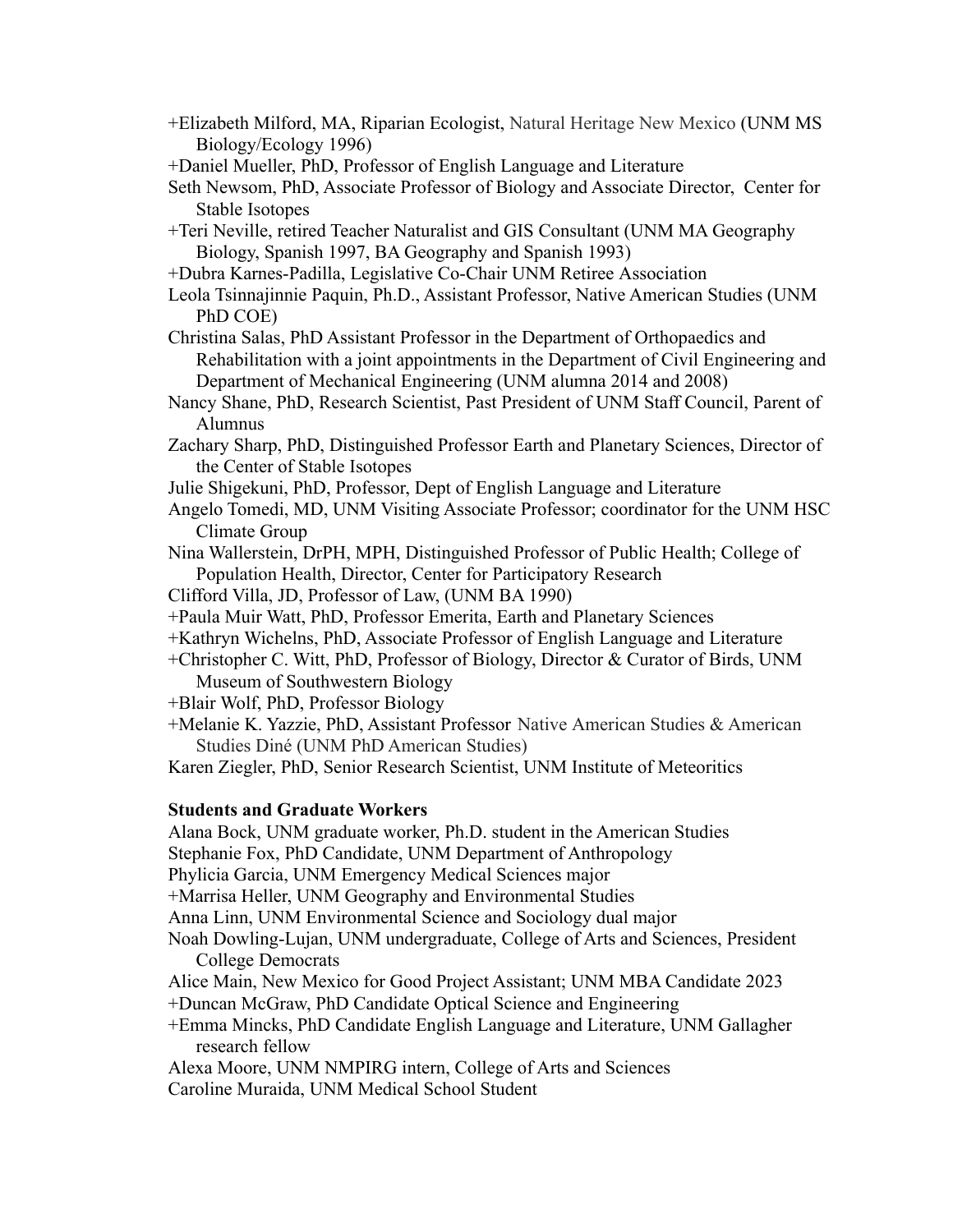+Elizabeth Milford, MA, Riparian Ecologist, Natural Heritage New Mexico (UNM MS Biology/Ecology 1996)

+Daniel Mueller, PhD, Professor of English Language and Literature

Seth Newsom, PhD, Associate Professor of Biology and Associate Director, Center for Stable Isotopes

+Teri Neville, retired Teacher Naturalist and GIS Consultant (UNM MA Geography Biology, Spanish 1997, BA Geography and Spanish 1993)

+Dubra Karnes-Padilla, Legislative Co-Chair UNM Retiree Association

Leola Tsinnajinnie Paquin, Ph.D., Assistant Professor, Native American Studies (UNM PhD COE)

Christina Salas, PhD Assistant Professor in the Department of Orthopaedics and Rehabilitation with a joint appointments in the Department of Civil Engineering and Department of Mechanical Engineering (UNM alumna 2014 and 2008)

Nancy Shane, PhD, Research Scientist, Past President of UNM Staff Council, Parent of Alumnus

Zachary Sharp, PhD, Distinguished Professor Earth and Planetary Sciences, Director of the Center of Stable Isotopes

Julie Shigekuni, PhD, Professor, Dept of English Language and Literature

Angelo Tomedi, MD, UNM Visiting Associate Professor; coordinator for the UNM HSC Climate Group

Nina Wallerstein, DrPH, MPH, Distinguished Professor of Public Health; College of Population Health, Director, Center for Participatory Research

Clifford Villa, JD, Professor of Law, (UNM BA 1990)

+Paula Muir Watt, PhD, Professor Emerita, Earth and Planetary Sciences

+Kathryn Wichelns, PhD, Associate Professor of English Language and Literature

+Christopher C. Witt, PhD, Professor of Biology, Director & Curator of Birds, UNM Museum of Southwestern Biology

+Blair Wolf, PhD, Professor Biology

+Melanie K. Yazzie, PhD, Assistant Professor Native American Studies & American Studies Diné (UNM PhD American Studies)

Karen Ziegler, PhD, Senior Research Scientist, UNM Institute of Meteoritics

**Students and Graduate Workers**

Alana Bock, UNM graduate worker, Ph.D. student in the American Studies

Stephanie Fox, PhD Candidate, UNM Department of Anthropology

Phylicia Garcia, UNM Emergency Medical Sciences major

+Marrisa Heller, UNM Geography and Environmental Studies

Anna Linn, UNM Environmental Science and Sociology dual major

Noah Dowling-Lujan, UNM undergraduate, College of Arts and Sciences, President College Democrats

Alice Main, New Mexico for Good Project Assistant; UNM MBA Candidate 2023

+Duncan McGraw, PhD Candidate Optical Science and Engineering

+Emma Mincks, PhD Candidate English Language and Literature, UNM Gallagher research fellow

Alexa Moore, UNM NMPIRG intern, College of Arts and Sciences

Caroline Muraida, UNM Medical School Student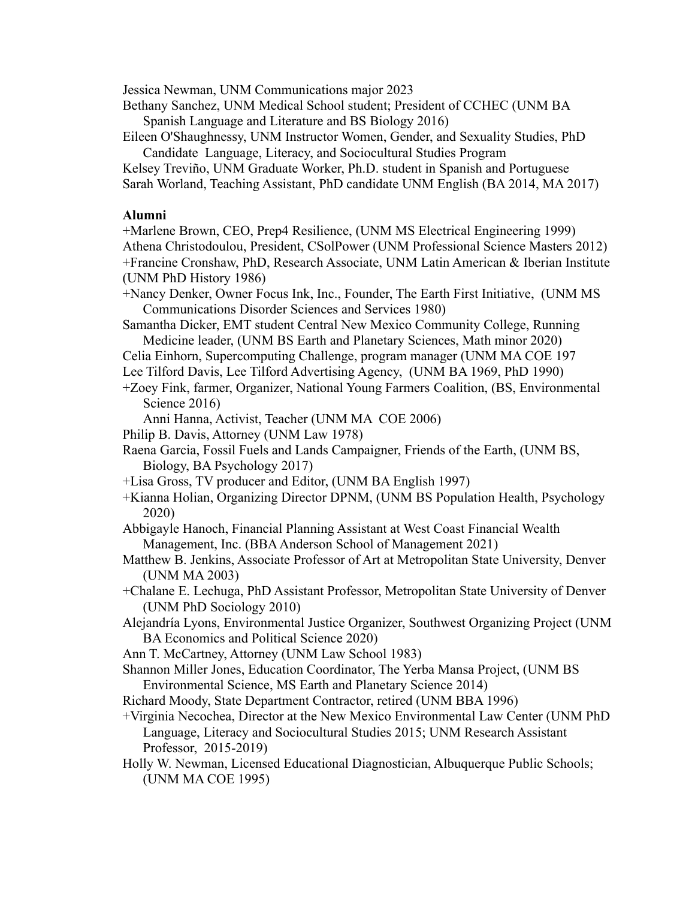Jessica Newman, UNM Communications major 2023

Bethany Sanchez, UNM Medical School student; President of CCHEC (UNM BA Spanish Language and Literature and BS Biology 2016)

Eileen O'Shaughnessy, UNM Instructor Women, Gender, and Sexuality Studies, PhD Candidate Language, Literacy, and Sociocultural Studies Program

Kelsey Treviño, UNM Graduate Worker, Ph.D. student in Spanish and Portuguese

Sarah Worland, Teaching Assistant, PhD candidate UNM English (BA 2014, MA 2017)

**Alumni**

+Marlene Brown, CEO, Prep4 Resilience, (UNM MS Electrical Engineering 1999)

Athena Christodoulou, President, CSolPower (UNM Professional Science Masters 2012)

+Francine Cronshaw, PhD, Research Associate, UNM Latin American & Iberian Institute (UNM PhD History 1986)

+Nancy Denker, Owner Focus Ink, Inc., Founder, The Earth First Initiative, (UNM MS Communications Disorder Sciences and Services 1980)

Samantha Dicker, EMT student Central New Mexico Community College, Running Medicine leader, (UNM BS Earth and Planetary Sciences, Math minor 2020)

Celia Einhorn, Supercomputing Challenge, program manager (UNM MA COE 197

Lee Tilford Davis, Lee Tilford Advertising Agency, (UNM BA 1969, PhD 1990)

+Zoey Fink, farmer, Organizer, National Young Farmers Coalition, (BS, Environmental Science 2016)

Anni Hanna, Activist, Teacher (UNM MA COE 2006)

Philip B. Davis, Attorney (UNM Law 1978)

Raena Garcia, Fossil Fuels and Lands Campaigner, Friends of the Earth, (UNM BS, Biology, BA Psychology 2017)

+Lisa Gross, TV producer and Editor, (UNM BA English 1997)

+Kianna Holian, Organizing Director DPNM, (UNM BS Population Health, Psychology 2020)

Abbigayle Hanoch, Financial Planning Assistant at West Coast Financial Wealth Management, Inc. (BBA Anderson School of Management 2021)

Matthew B. Jenkins, Associate Professor of Art at Metropolitan State University, Denver (UNM MA 2003)

+Chalane E. Lechuga, PhD Assistant Professor, Metropolitan State University of Denver (UNM PhD Sociology 2010)

Alejandría Lyons, Environmental Justice Organizer, Southwest Organizing Project (UNM BA Economics and Political Science 2020)

Ann T. McCartney, Attorney (UNM Law School 1983)

Shannon Miller Jones, Education Coordinator, The Yerba Mansa Project, (UNM BS Environmental Science, MS Earth and Planetary Science 2014)

Richard Moody, State Department Contractor, retired (UNM BBA 1996)

+Virginia Necochea, Director at the New Mexico Environmental Law Center (UNM PhD Language, Literacy and Sociocultural Studies 2015; UNM Research Assistant Professor, 2015-2019)

Holly W. Newman, Licensed Educational Diagnostician, Albuquerque Public Schools; (UNM MA COE 1995)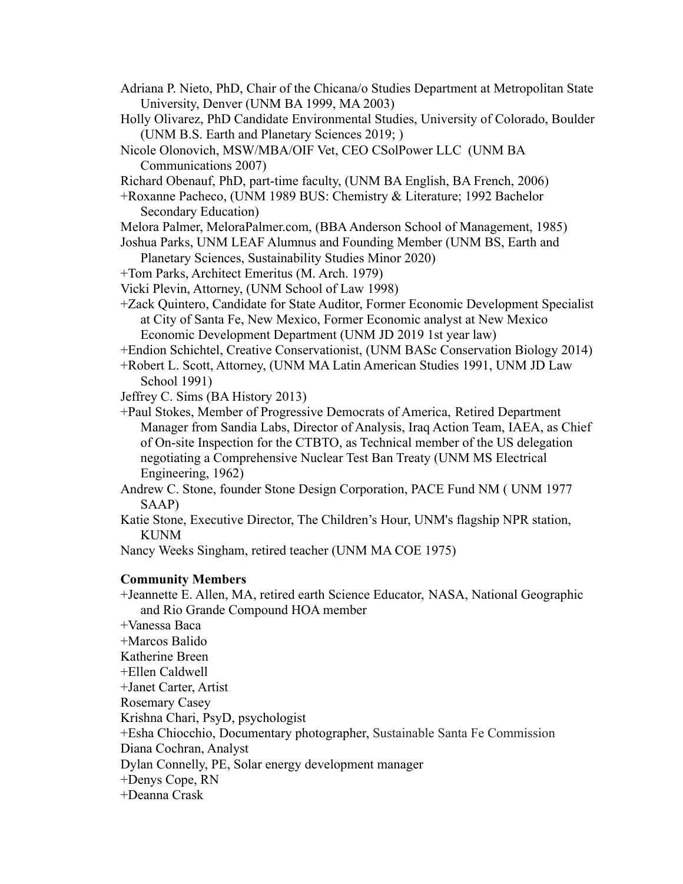Adriana P. Nieto, PhD, Chair of the Chicana/o Studies Department at Metropolitan State University, Denver (UNM BA 1999, MA 2003)

Holly Olivarez, PhD Candidate Environmental Studies, University of Colorado, Boulder (UNM B.S. Earth and Planetary Sciences 2019; )

Nicole Olonovich, MSW/MBA/OIF Vet, CEO CSolPower LLC (UNM BA Communications 2007)

Richard Obenauf, PhD, part-time faculty, (UNM BA English, BA French, 2006)

+Roxanne Pacheco, (UNM 1989 BUS: Chemistry & Literature; 1992 Bachelor Secondary Education)

Melora Palmer, MeloraPalmer.com, (BBA Anderson School of Management, 1985)

Joshua Parks, UNM LEAF Alumnus and Founding Member (UNM BS, Earth and Planetary Sciences, Sustainability Studies Minor 2020)

+Tom Parks, Architect Emeritus (M. Arch. 1979)

Vicki Plevin, Attorney, (UNM School of Law 1998)

+Zack Quintero, Candidate for State Auditor, Former Economic Development Specialist at City of Santa Fe, New Mexico, Former Economic analyst at New Mexico Economic Development Department (UNM JD 2019 1st year law)

+Endion Schichtel, Creative Conservationist, (UNM BASc Conservation Biology 2014)

+Robert L. Scott, Attorney, (UNM MA Latin American Studies 1991, UNM JD Law School 1991)

Jeffrey C. Sims (BA History 2013)

+Paul Stokes, Member of Progressive Democrats of America, Retired Department Manager from Sandia Labs, Director of Analysis, Iraq Action Team, IAEA, as Chief of On-site Inspection for the CTBTO, as Technical member of the US delegation negotiating a Comprehensive Nuclear Test Ban Treaty (UNM MS Electrical Engineering, 1962)

Andrew C. Stone, founder Stone Design Corporation, PACE Fund NM ( UNM 1977 SAAP)

Katie Stone, Executive Director, The Children's Hour, UNM's flagship NPR station, KUNM

Nancy Weeks Singham, retired teacher (UNM MA COE 1975)

**Community Members**

+Jeannette E. Allen, MA, retired earth Science Educator, NASA, National Geographic and Rio Grande Compound HOA member

+Vanessa Baca

+Marcos Balido

Katherine Breen

+Ellen Caldwell

+Janet Carter, Artist

Rosemary Casey

Krishna Chari, PsyD, psychologist

+Esha Chiocchio, Documentary photographer, Sustainable Santa Fe Commission

Diana Cochran, Analyst

Dylan Connelly, PE, Solar energy development manager

+Denys Cope, RN

+Deanna Crask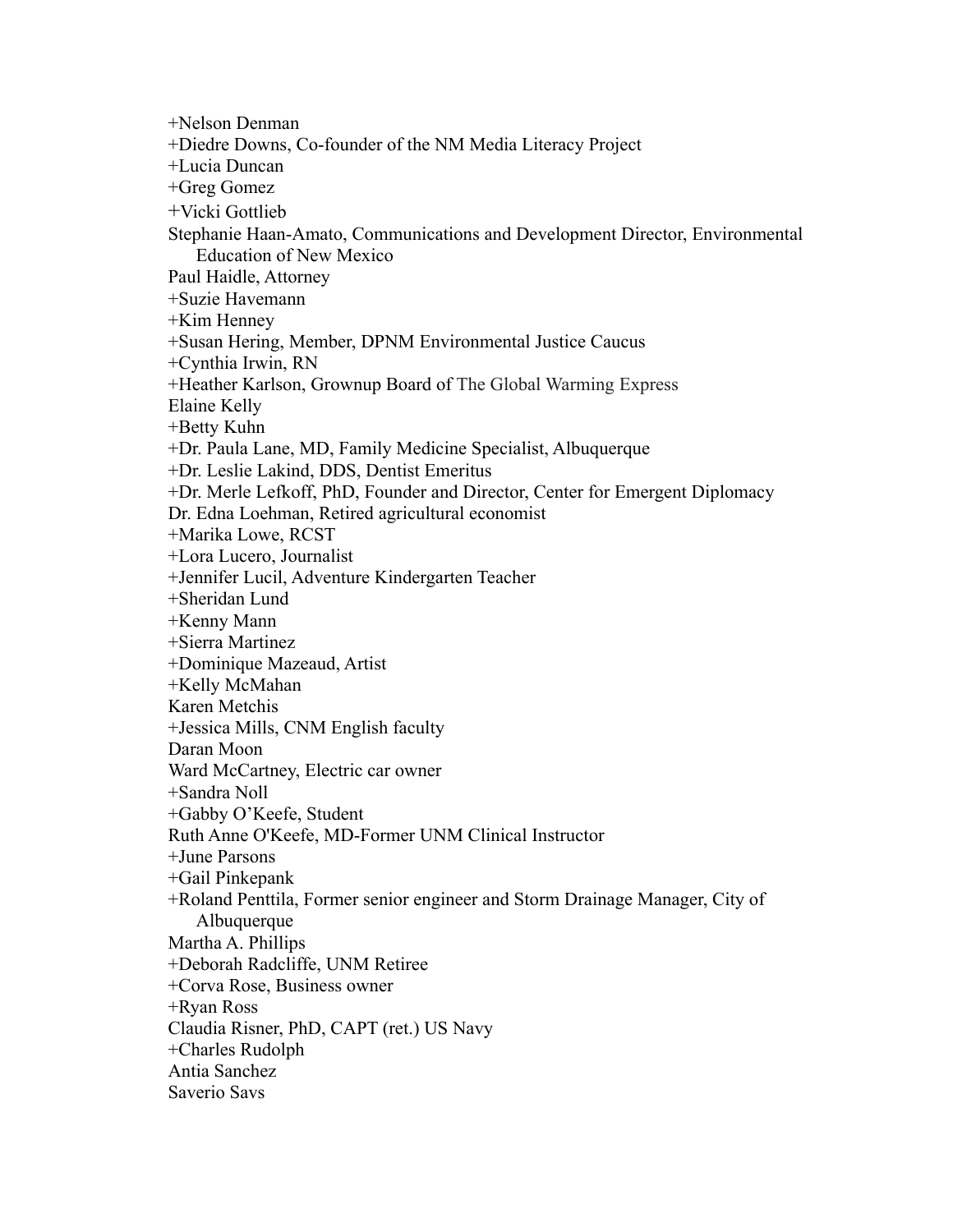+Nelson Denman

+Diedre Downs, Co-founder of the NM Media Literacy Project

+Lucia Duncan

+Greg Gomez

+Vicki Gottlieb

Stephanie Haan-Amato, Communications and Development Director, Environmental Education of New Mexico

Paul Haidle, Attorney

+Suzie Havemann

+Kim Henney

+Susan Hering, Member, DPNM Environmental Justice Caucus

+Cynthia Irwin, RN

+Heather Karlson, Grownup Board of The Global Warming Express

Elaine Kelly

+Betty Kuhn

+Dr. Paula Lane, MD, Family Medicine Specialist, Albuquerque

+Dr. Leslie Lakind, DDS, Dentist Emeritus

+Dr. Merle Lefkoff, PhD, Founder and Director, Center for Emergent Diplomacy

Dr. Edna Loehman, Retired agricultural economist

+Marika Lowe, RCST

+Lora Lucero, Journalist

+Jennifer Lucil, Adventure Kindergarten Teacher

+Sheridan Lund

+Kenny Mann

+Sierra Martinez

+Dominique Mazeaud, Artist

+Kelly McMahan

Karen Metchis

+Jessica Mills, CNM English faculty

Daran Moon

Ward McCartney, Electric car owner

+Sandra Noll

+Gabby O'Keefe, Student

Ruth Anne O'Keefe, MD-Former UNM Clinical Instructor

+June Parsons

+Gail Pinkepank

+Roland Penttila, Former senior engineer and Storm Drainage Manager, City of Albuquerque

Martha A. Phillips

+Deborah Radcliffe, UNM Retiree

+Corva Rose, Business owner

+Ryan Ross

Claudia Risner, PhD, CAPT (ret.) US Navy

+Charles Rudolph

Antia Sanchez

Saverio Savs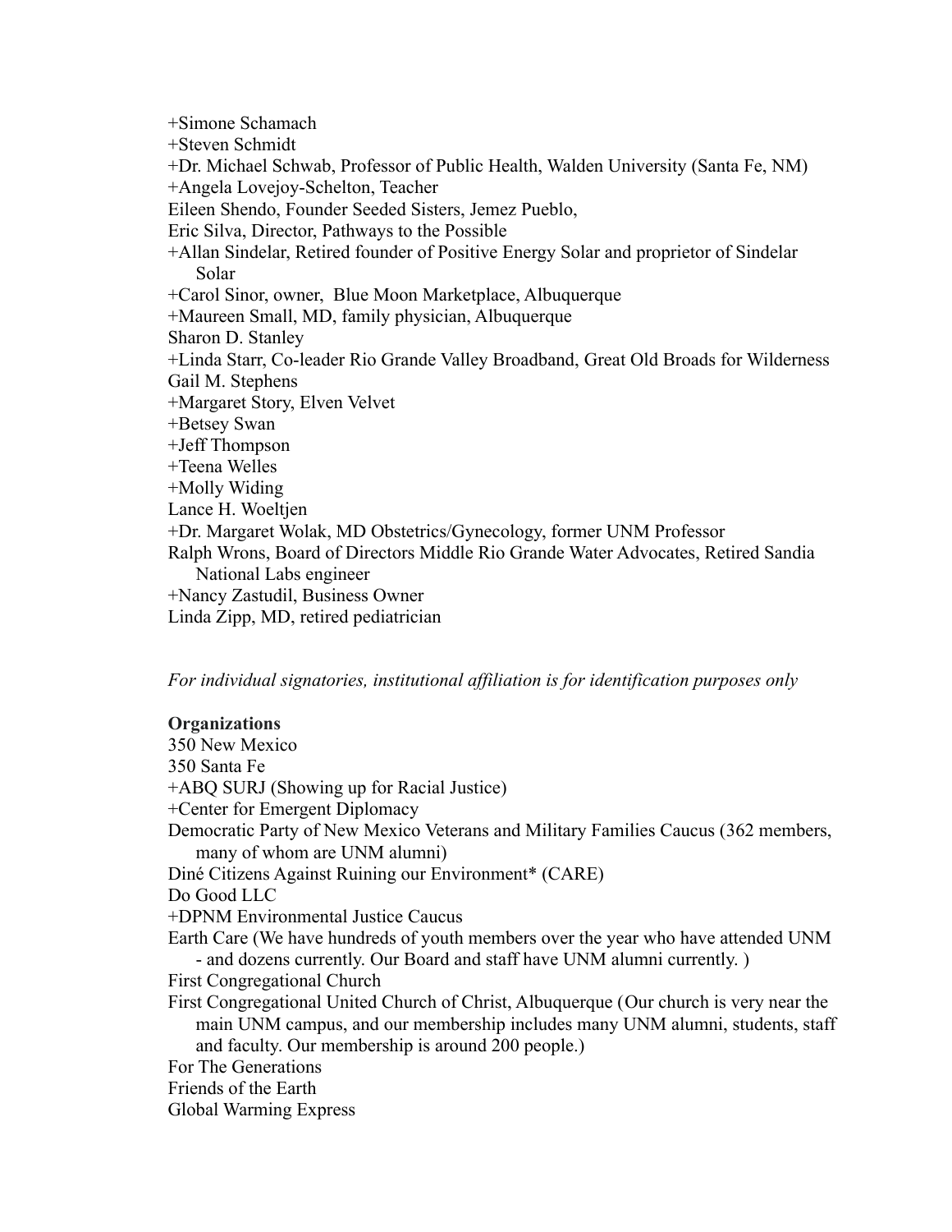+Simone Schamach

+Steven Schmidt

+Dr. Michael Schwab, Professor of Public Health, Walden University (Santa Fe, NM)

+Angela Lovejoy-Schelton, Teacher

Eileen Shendo, Founder Seeded Sisters, Jemez Pueblo,

Eric Silva, Director, Pathways to the Possible

+Allan Sindelar, Retired founder of Positive Energy Solar and proprietor of Sindelar Solar

+Carol Sinor, owner, Blue Moon Marketplace, Albuquerque

+Maureen Small, MD, family physician, Albuquerque

Sharon D. Stanley

+Linda Starr, Co-leader Rio Grande Valley Broadband, Great Old Broads for Wilderness

Gail M. Stephens

+Margaret Story, Elven Velvet

+Betsey Swan

+Jeff Thompson

+Teena Welles

+Molly Widing

Lance H. Woeltjen

+Dr. Margaret Wolak, MD Obstetrics/Gynecology, former UNM Professor

Ralph Wrons, Board of Directors Middle Rio Grande Water Advocates, Retired Sandia National Labs engineer

+Nancy Zastudil, Business Owner

Linda Zipp, MD, retired pediatrician

*For individual signatories, institutional affiliation is for identification purposes only*

**Organizations**

350 New Mexico

350 Santa Fe

+ABQ SURJ (Showing up for Racial Justice)

+Center for Emergent Diplomacy

Democratic Party of New Mexico Veterans and Military Families Caucus (362 members, many of whom are UNM alumni)

Diné Citizens Against Ruining our Environment* (CARE)

Do Good LLC

+DPNM Environmental Justice Caucus

Earth Care (We have hundreds of youth members over the year who have attended UNM - and dozens currently. Our Board and staff have UNM alumni currently. )

First Congregational Church

First Congregational United Church of Christ, Albuquerque (Our church is very near the main UNM campus, and our membership includes many UNM alumni, students, staff and faculty. Our membership is around 200 people.)

For The Generations

Friends of the Earth

Global Warming Express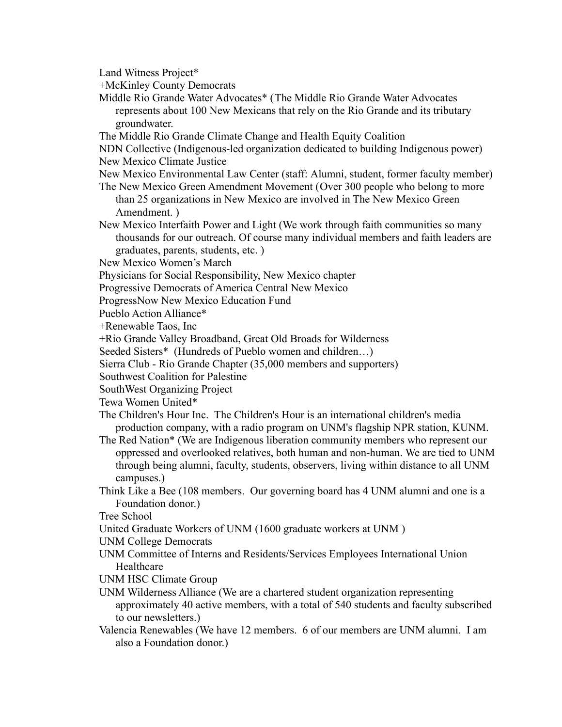Land Witness Project*

+McKinley County Democrats

Middle Rio Grande Water Advocates* (The Middle Rio Grande Water Advocates represents about 100 New Mexicans that rely on the Rio Grande and its tributary groundwater.

The Middle Rio Grande Climate Change and Health Equity Coalition

NDN Collective (Indigenous-led organization dedicated to building Indigenous power)

New Mexico Climate Justice

New Mexico Environmental Law Center (staff: Alumni, student, former faculty member)

The New Mexico Green Amendment Movement (Over 300 people who belong to more than 25 organizations in New Mexico are involved in The New Mexico Green Amendment. )

New Mexico Interfaith Power and Light (We work through faith communities so many thousands for our outreach. Of course many individual members and faith leaders are graduates, parents, students, etc. )

New Mexico Women's March

Physicians for Social Responsibility, New Mexico chapter

Progressive Democrats of America Central New Mexico

ProgressNow New Mexico Education Fund

Pueblo Action Alliance*

+Renewable Taos, Inc

+Rio Grande Valley Broadband, Great Old Broads for Wilderness

Seeded Sisters* (Hundreds of Pueblo women and children…)

Sierra Club - Rio Grande Chapter (35,000 members and supporters)

Southwest Coalition for Palestine

SouthWest Organizing Project

Tewa Women United*

The Children's Hour Inc. The Children's Hour is an international children's media production company, with a radio program on UNM's flagship NPR station, KUNM.

The Red Nation* (We are Indigenous liberation community members who represent our oppressed and overlooked relatives, both human and non-human. We are tied to UNM through being alumni, faculty, students, observers, living within distance to all UNM campuses.)

Think Like a Bee (108 members. Our governing board has 4 UNM alumni and one is a Foundation donor.)

Tree School

United Graduate Workers of UNM (1600 graduate workers at UNM )

UNM College Democrats

UNM Committee of Interns and Residents/Services Employees International Union Healthcare

UNM HSC Climate Group

UNM Wilderness Alliance (We are a chartered student organization representing approximately 40 active members, with a total of 540 students and faculty subscribed to our newsletters.)

Valencia Renewables (We have 12 members. 6 of our members are UNM alumni. I am also a Foundation donor.)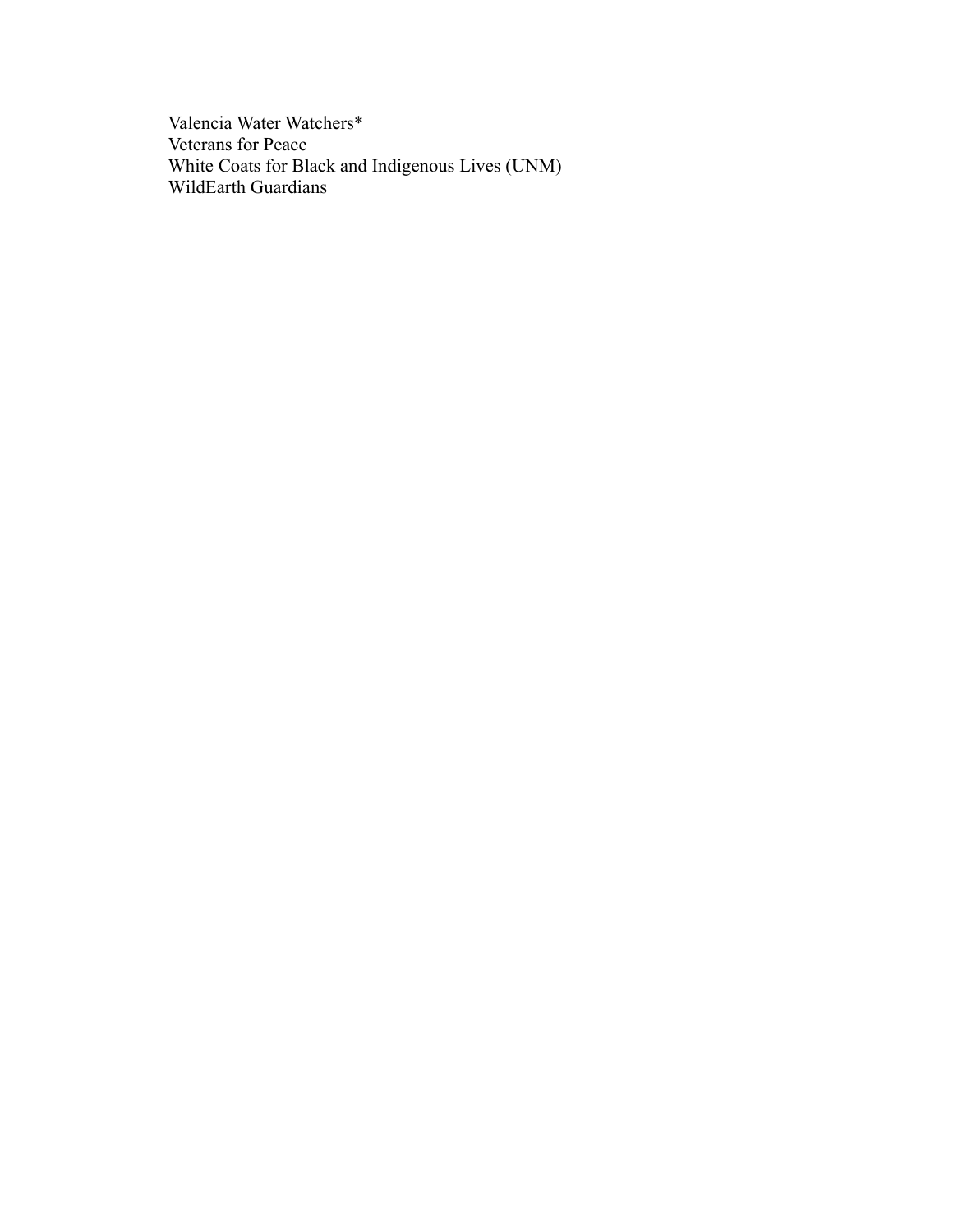Valencia Water Watchers*
Veterans for Peace
White Coats for Black and Indigenous Lives (UNM)
WildEarth Guardians